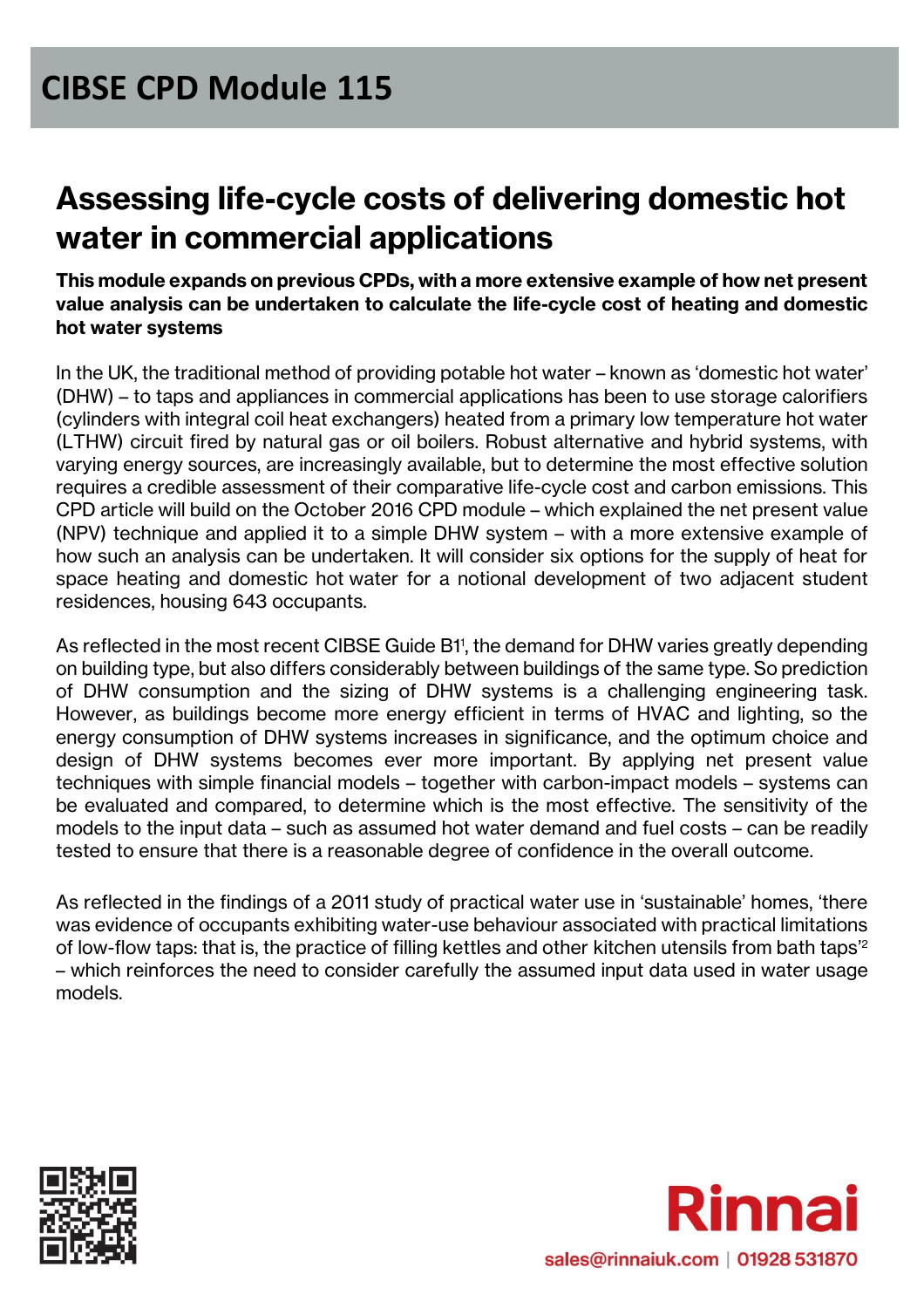# CIBSE CPD Module 115

## Assessing life-cycle costs of delivering domestic hot water in commercial applications

**This module expands on previous CPDs, with a more extensive example of how net present value analysis can be undertaken to calculate the life-cycle cost of heating and domestic hot water systems**

In the UK, the traditional method of providing potable hot water – known as 'domestic hot water' (DHW) – to taps and appliances in commercial applications has been to use storage calorifiers (cylinders with integral coil heat exchangers) heated from a primary low temperature hot water (LTHW) circuit fired by natural gas or oil boilers. Robust alternative and hybrid systems, with varying energy sources, are increasingly available, but to determine the most effective solution requires a credible assessment of their comparative life-cycle cost and carbon emissions. This CPD article will build on the October 2016 CPD module – which explained the net present value (NPV) technique and applied it to a simple DHW system – with a more extensive example of how such an analysis can be undertaken. It will consider six options for the supply of heat for space heating and domestic hot water for a notional development of two adjacent student residences, housing 643 occupants.

As reflected in the most recent CIBSE Guide B1[1], the demand for DHW varies greatly depending on building type, but also differs considerably between buildings of the same type. So prediction of DHW consumption and the sizing of DHW systems is a challenging engineering task. However, as buildings become more energy efficient in terms of HVAC and lighting, so the energy consumption of DHW systems increases in significance, and the optimum choice and design of DHW systems becomes ever more important. By applying net present value techniques with simple financial models – together with carbon-impact models – systems can be evaluated and compared, to determine which is the most effective. The sensitivity of the models to the input data – such as assumed hot water demand and fuel costs – can be readily tested to ensure that there is a reasonable degree of confidence in the overall outcome.

As reflected in the findings of a 2011 study of practical water use in 'sustainable' homes, 'there was evidence of occupants exhibiting water-use behaviour associated with practical limitations of low-flow taps: that is, the practice of filling kettles and other kitchen utensils from bath taps'[2] – which reinforces the need to consider carefully the assumed input data used in water usage models.

Rinnai

sales@rinnaiuk.com | 01928 531870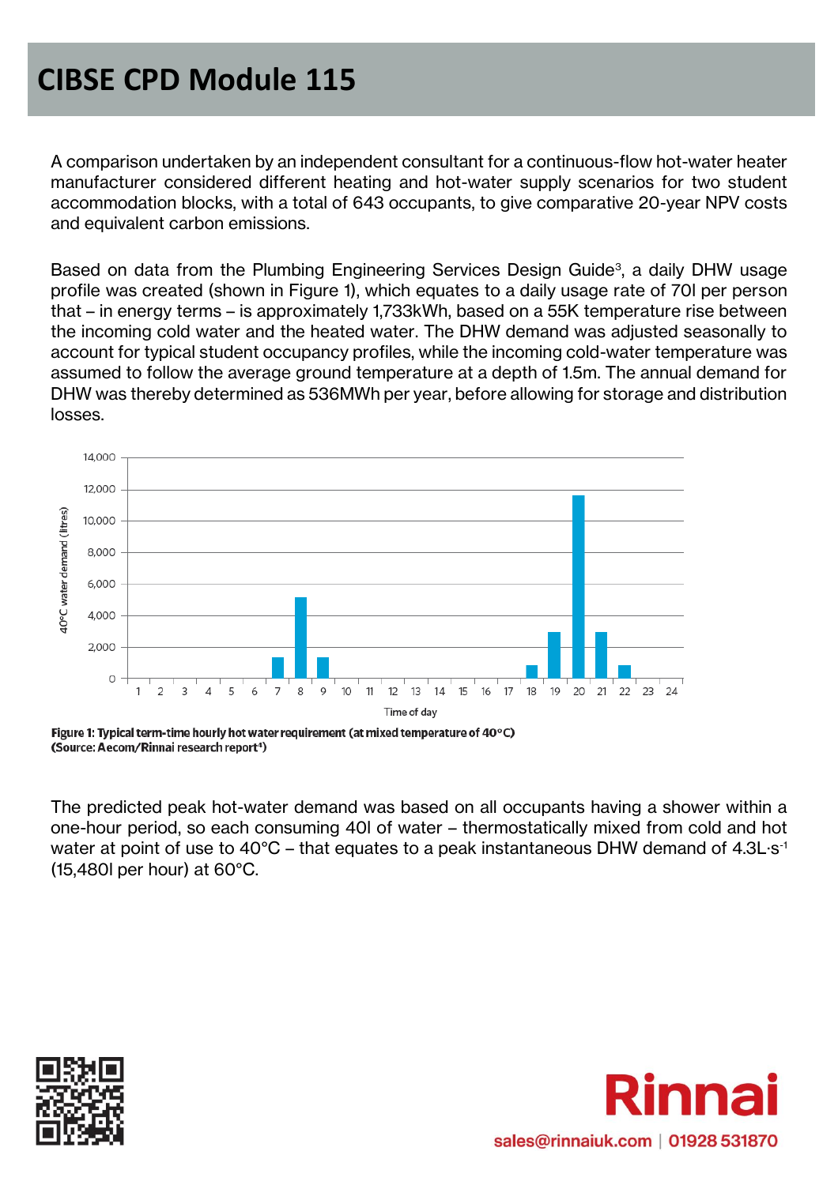# CIBSE CPD Module 115

A comparison undertaken by an independent consultant for a continuous-flow hot-water heater manufacturer considered different heating and hot-water supply scenarios for two student accommodation blocks, with a total of 643 occupants, to give comparative 20-year NPV costs and equivalent carbon emissions.

Based on data from the Plumbing Engineering Services Design Guide[3], a daily DHW usage profile was created (shown in Figure 1), which equates to a daily usage rate of 70l per person that – in energy terms – is approximately 1,733kWh, based on a 55K temperature rise between the incoming cold water and the heated water. The DHW demand was adjusted seasonally to account for typical student occupancy profiles, while the incoming cold-water temperature was assumed to follow the average ground temperature at a depth of 1.5m. The annual demand for DHW was thereby determined as 536MWh per year, before allowing for storage and distribution losses.

**Figure 1: Typical term-time hourly hot water requirement (at mixed temperature of 40°C) (Source: Aecom/Rinnai research report[4])**

The predicted peak hot-water demand was based on all occupants having a shower within a one-hour period, so each consuming 40l of water – thermostatically mixed from cold and hot water at point of use to 40°C – that equates to a peak instantaneous DHW demand of 4.3L·s$^{-1}$ (15,480l per hour) at 60°C.

sales@rinnaiuk.com | 01928 531870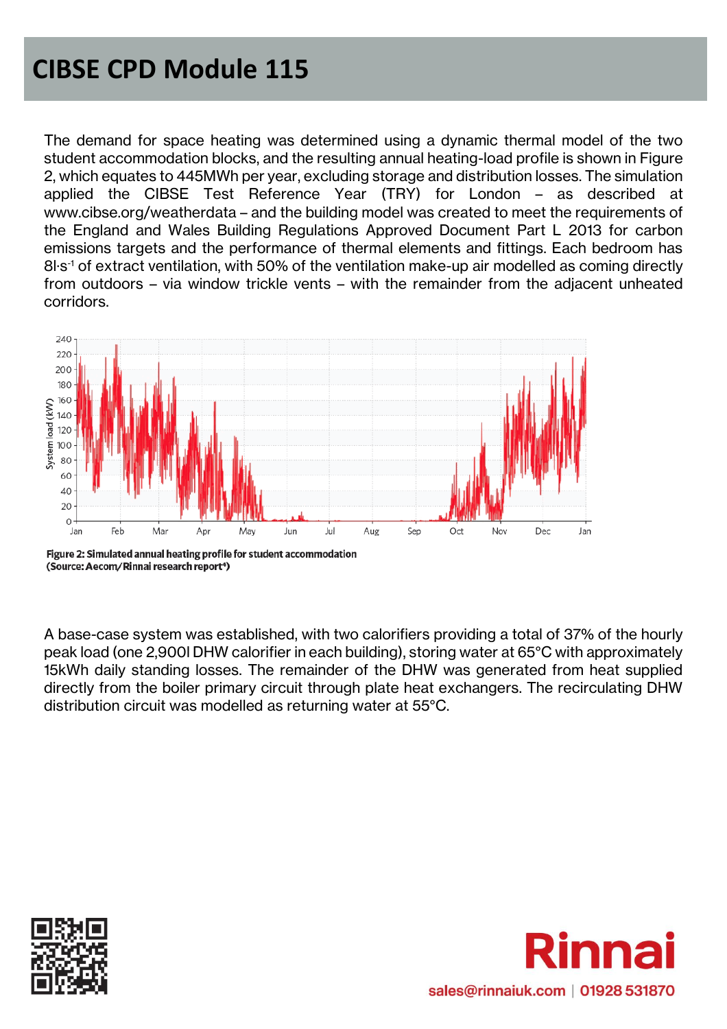The demand for space heating was determined using a dynamic thermal model of the two student accommodation blocks, and the resulting annual heating-load profile is shown in Figure 2, which equates to 445MWh per year, excluding storage and distribution losses. The simulation applied the CIBSE Test Reference Year (TRY) for London – as described at www.cibse.org/weatherdata – and the building model was created to meet the requirements of the England and Wales Building Regulations Approved Document Part L 2013 for carbon emissions targets and the performance of thermal elements and fittings. Each bedroom has $8 l \cdot s^{-1}$ of extract ventilation, with 50% of the ventilation make-up air modelled as coming directly from outdoors – via window trickle vents – with the remainder from the adjacent unheated corridors.

**Figure 2: Simulated annual heating profile for student accommodation (Source: Aecom/Rinnai research report[4])**

A base-case system was established, with two calorifiers providing a total of 37% of the hourly peak load (one 2,900l DHW calorifier in each building), storing water at 65°C with approximately 15kWh daily standing losses. The remainder of the DHW was generated from heat supplied directly from the boiler primary circuit through plate heat exchangers. The recirculating DHW distribution circuit was modelled as returning water at 55°C.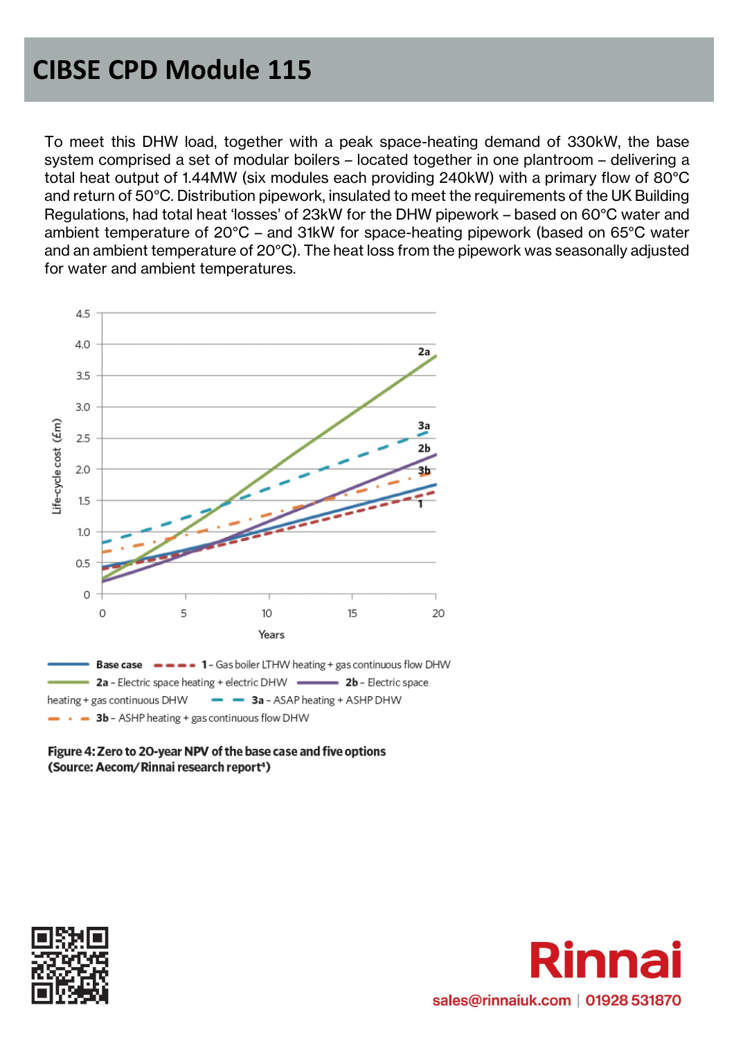To meet this DHW load, together with a peak space-heating demand of 330kW, the base system comprised a set of modular boilers – located together in one plantroom – delivering a total heat output of 1.44MW (six modules each providing 240kW) with a primary flow of 80°C and return of 50°C. Distribution pipework, insulated to meet the requirements of the UK Building Regulations, had total heat 'losses' of 23kW for the DHW pipework – based on 60°C water and ambient temperature of 20°C – and 31kW for space-heating pipework (based on 65°C water and an ambient temperature of 20°C). The heat loss from the pipework was seasonally adjusted for water and ambient temperatures.

**Figure 4: Zero to 20-year NPV of the base case and five options (Source: Aecom/Rinnai research report[4])**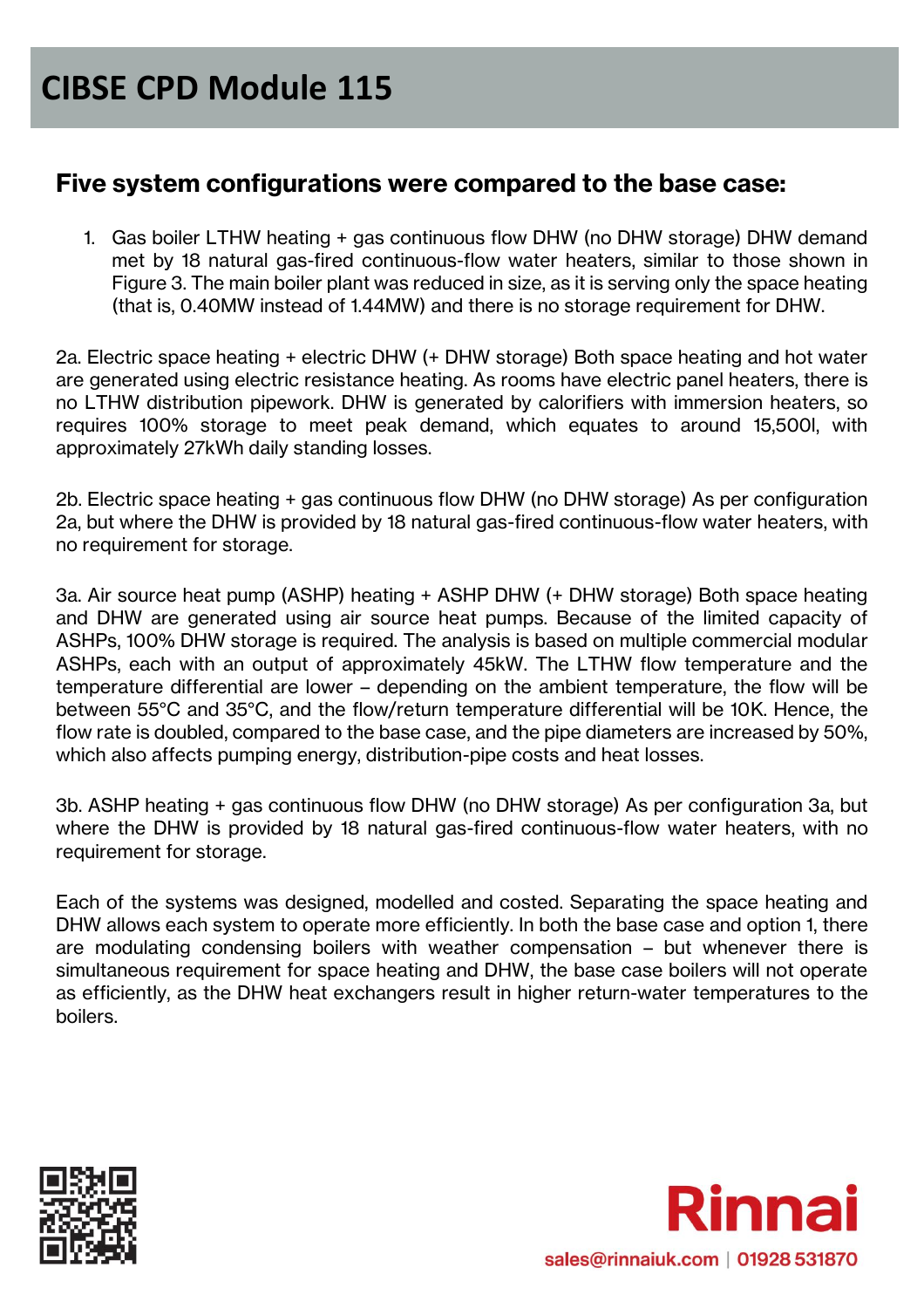## Five system configurations were compared to the base case:

1. Gas boiler LTHW heating + gas continuous flow DHW (no DHW storage) DHW demand met by 18 natural gas-fired continuous-flow water heaters, similar to those shown in Figure 3. The main boiler plant was reduced in size, as it is serving only the space heating (that is, 0.40MW instead of 1.44MW) and there is no storage requirement for DHW.

2a. Electric space heating + electric DHW (+ DHW storage) Both space heating and hot water are generated using electric resistance heating. As rooms have electric panel heaters, there is no LTHW distribution pipework. DHW is generated by calorifiers with immersion heaters, so requires 100% storage to meet peak demand, which equates to around 15,500l, with approximately 27kWh daily standing losses.

2b. Electric space heating + gas continuous flow DHW (no DHW storage) As per configuration 2a, but where the DHW is provided by 18 natural gas-fired continuous-flow water heaters, with no requirement for storage.

3a. Air source heat pump (ASHP) heating + ASHP DHW (+ DHW storage) Both space heating and DHW are generated using air source heat pumps. Because of the limited capacity of ASHPs, 100% DHW storage is required. The analysis is based on multiple commercial modular ASHPs, each with an output of approximately 45kW. The LTHW flow temperature and the temperature differential are lower – depending on the ambient temperature, the flow will be between 55°C and 35°C, and the flow/return temperature differential will be 10K. Hence, the flow rate is doubled, compared to the base case, and the pipe diameters are increased by 50%, which also affects pumping energy, distribution-pipe costs and heat losses.

3b. ASHP heating + gas continuous flow DHW (no DHW storage) As per configuration 3a, but where the DHW is provided by 18 natural gas-fired continuous-flow water heaters, with no requirement for storage.

Each of the systems was designed, modelled and costed. Separating the space heating and DHW allows each system to operate more efficiently. In both the base case and option 1, there are modulating condensing boilers with weather compensation – but whenever there is simultaneous requirement for space heating and DHW, the base case boilers will not operate as efficiently, as the DHW heat exchangers result in higher return-water temperatures to the boilers.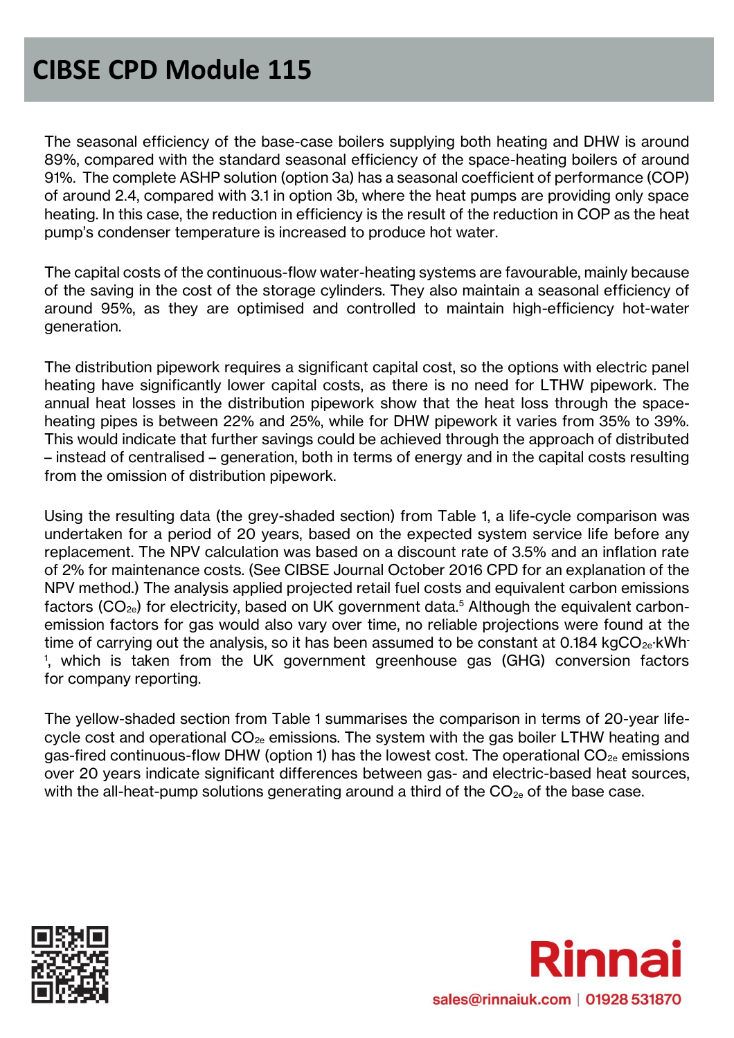The seasonal efficiency of the base-case boilers supplying both heating and DHW is around 89%, compared with the standard seasonal efficiency of the space-heating boilers of around 91%. The complete ASHP solution (option 3a) has a seasonal coefficient of performance (COP) of around 2.4, compared with 3.1 in option 3b, where the heat pumps are providing only space heating. In this case, the reduction in efficiency is the result of the reduction in COP as the heat pump's condenser temperature is increased to produce hot water.

The capital costs of the continuous-flow water-heating systems are favourable, mainly because of the saving in the cost of the storage cylinders. They also maintain a seasonal efficiency of around 95%, as they are optimised and controlled to maintain high-efficiency hot-water generation.

The distribution pipework requires a significant capital cost, so the options with electric panel heating have significantly lower capital costs, as there is no need for LTHW pipework. The annual heat losses in the distribution pipework show that the heat loss through the space-heating pipes is between 22% and 25%, while for DHW pipework it varies from 35% to 39%. This would indicate that further savings could be achieved through the approach of distributed – instead of centralised – generation, both in terms of energy and in the capital costs resulting from the omission of distribution pipework.

Using the resulting data (the grey-shaded section) from Table 1, a life-cycle comparison was undertaken for a period of 20 years, based on the expected system service life before any replacement. The NPV calculation was based on a discount rate of 3.5% and an inflation rate of 2% for maintenance costs. (See CIBSE Journal October 2016 CPD for an explanation of the NPV method.) The analysis applied projected retail fuel costs and equivalent carbon emissions factors ($CO_{2e}$) for electricity, based on UK government data.[5] Although the equivalent carbon-emission factors for gas would also vary over time, no reliable projections were found at the time of carrying out the analysis, so it has been assumed to be constant at 0.184 $kgCO_{2e}{\cdot}kWh^{-1}$, which is taken from the UK government greenhouse gas (GHG) conversion factors for company reporting.

The yellow-shaded section from Table 1 summarises the comparison in terms of 20-year life-cycle cost and operational $CO_{2e}$ emissions. The system with the gas boiler LTHW heating and gas-fired continuous-flow DHW (option 1) has the lowest cost. The operational $CO_{2e}$ emissions over 20 years indicate significant differences between gas- and electric-based heat sources, with the all-heat-pump solutions generating around a third of the $CO_{2e}$ of the base case.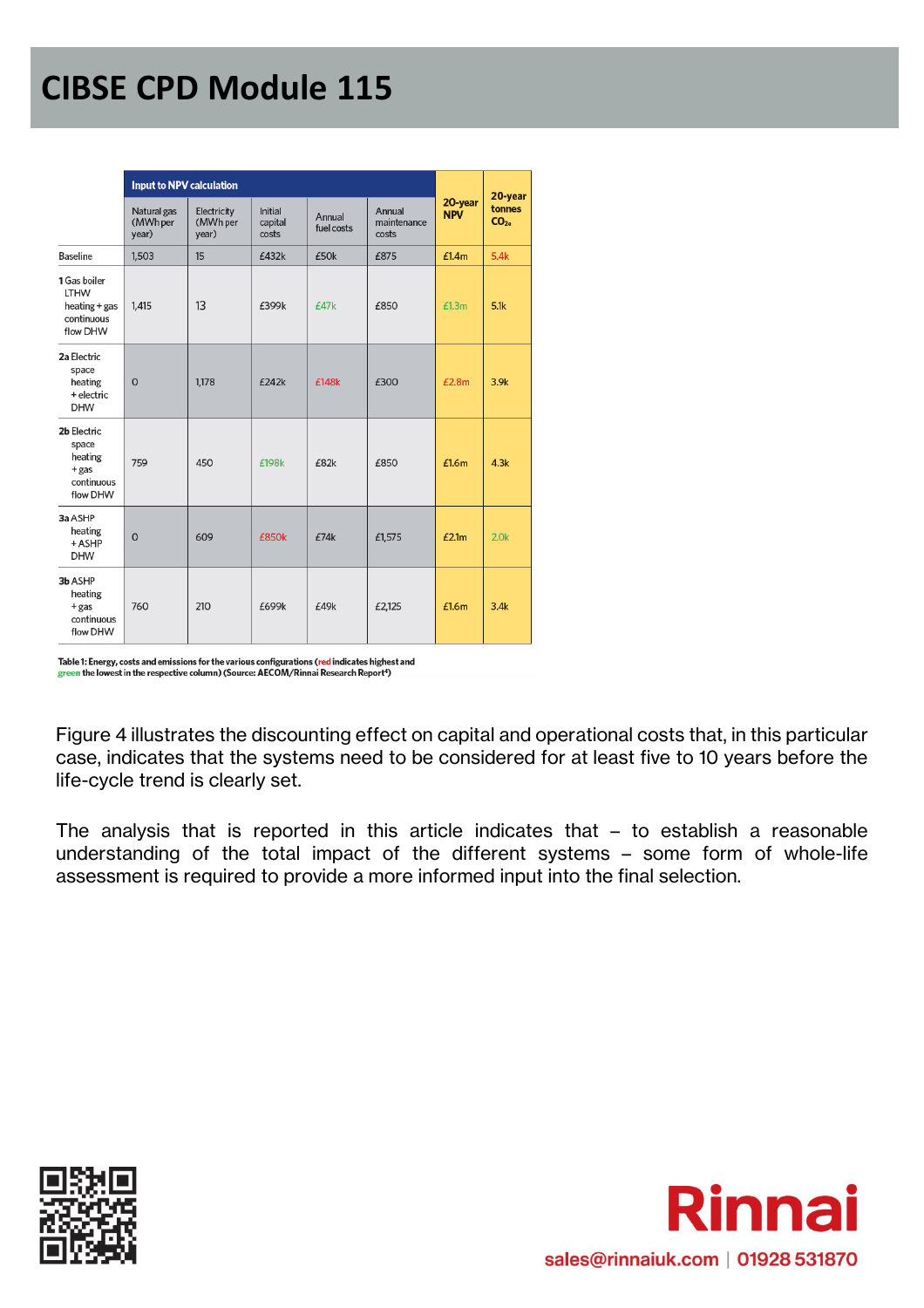| | Input to NPV calculation | | | | | 20-year NPV | 20-year tonnes $CO_{2e}$ |
|---|---|---|---|---|---|---|---|
| | Natural gas (MWh per year) | Electricity (MWh per year) | Initial capital costs | Annual fuel costs | Annual maintenance costs | | |
| Baseline | 1,503 | 15 | £432k | £50k | £875 | £1.4m | 5.4k |
| **1** Gas boiler LTHW heating + gas continuous flow DHW | 1,415 | 13 | £399k | £47k | £850 | £1.3m | 5.1k |
| **2a** Electric space heating + electric DHW | 0 | 1,178 | £242k | £148k | £300 | £2.8m | 3.9k |
| **2b** Electric space heating + gas continuous flow DHW | 759 | 450 | £198k | £82k | £850 | £1.6m | 4.3k |
| **3a** ASHP heating + ASHP DHW | 0 | 609 | £850k | £74k | £1,575 | £2.1m | 2.0k |
| **3b** ASHP heating + gas continuous flow DHW | 760 | 210 | £699k | £49k | £2,125 | £1.6m | 3.4k |

**Table 1: Energy, costs and emissions for the various configurations (red indicates highest and green the lowest in the respective column) (Source: AECOM/Rinnai Research Report[4])**

Figure 4 illustrates the discounting effect on capital and operational costs that, in this particular case, indicates that the systems need to be considered for at least five to 10 years before the life-cycle trend is clearly set.

The analysis that is reported in this article indicates that – to establish a reasonable understanding of the total impact of the different systems – some form of whole-life assessment is required to provide a more informed input into the final selection.

Rinnai

sales@rinnaiuk.com | 01928 531870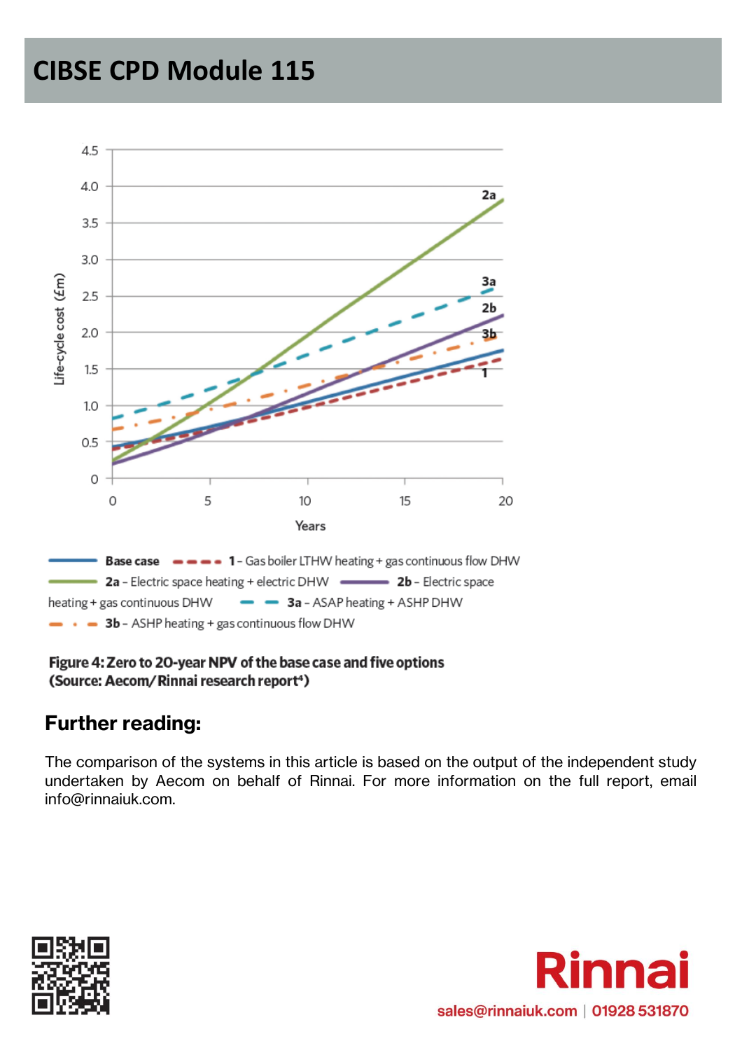# CIBSE CPD Module 115

Figure 4: Zero to 20-year NPV of the base case and five options
(Source: Aecom/Rinnai research report[4])

## Further reading:

The comparison of the systems in this article is based on the output of the independent study undertaken by Aecom on behalf of Rinnai. For more information on the full report, email info@rinnaiuk.com.

Rinnai

sales@rinnaiuk.com | 01928 531870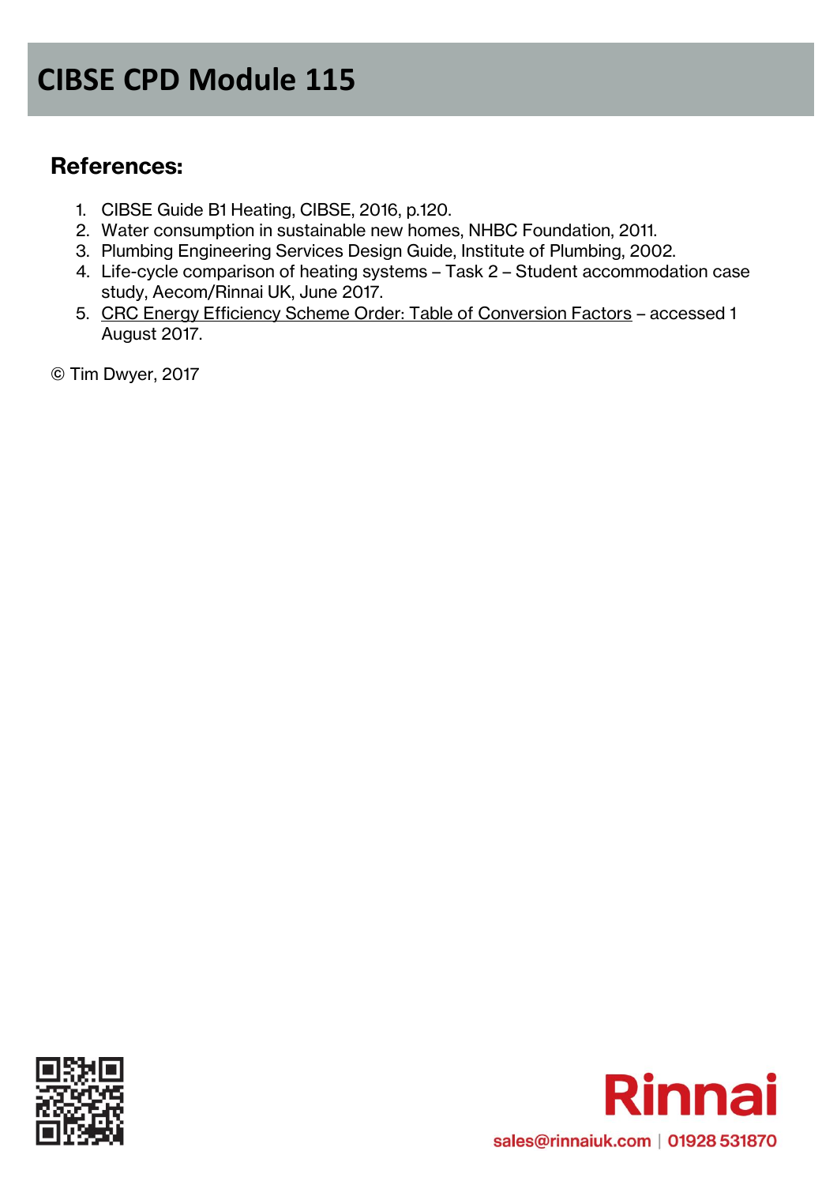## References:

1. CIBSE Guide B1 Heating, CIBSE, 2016, p.120.
2. Water consumption in sustainable new homes, NHBC Foundation, 2011.
3. Plumbing Engineering Services Design Guide, Institute of Plumbing, 2002.
4. Life-cycle comparison of heating systems – Task 2 – Student accommodation case study, Aecom/Rinnai UK, June 2017.
5. CRC Energy Efficiency Scheme Order: Table of Conversion Factors – accessed 1 August 2017.

© Tim Dwyer, 2017

Rinnai

sales@rinnaiuk.com | 01928 531870